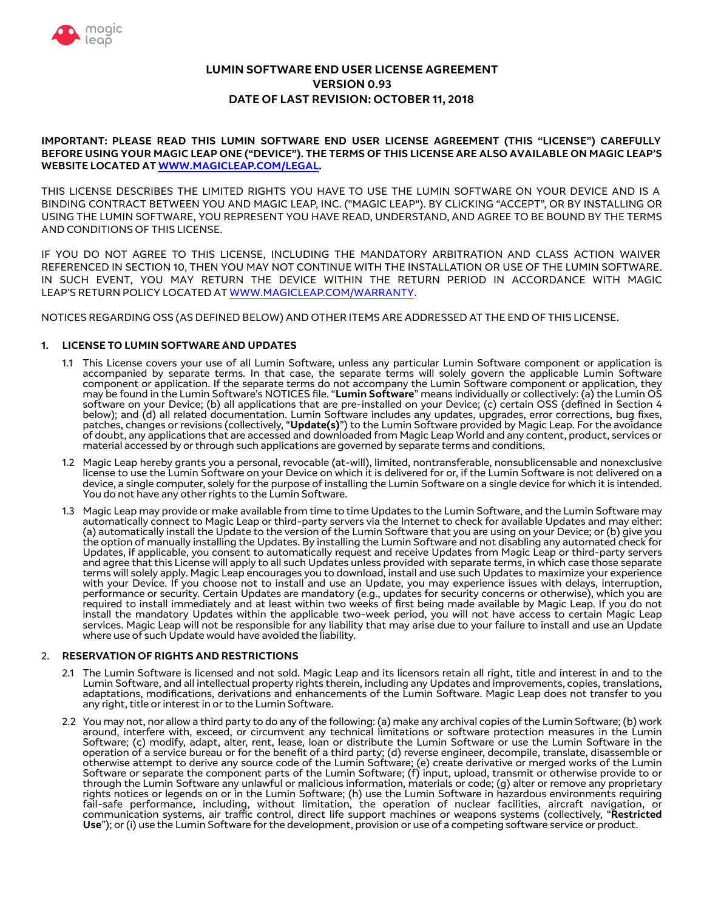# LUMIN SOFTWARE END USER LICENSE AGREEMENT
## VERSION 0.93
## DATE OF LAST REVISION: OCTOBER 11, 2018

**IMPORTANT: PLEASE READ THIS LUMIN SOFTWARE END USER LICENSE AGREEMENT (THIS "LICENSE") CAREFULLY BEFORE USING YOUR MAGIC LEAP ONE ("DEVICE"). THE TERMS OF THIS LICENSE ARE ALSO AVAILABLE ON MAGIC LEAP'S WEBSITE LOCATED AT [WWW.MAGICLEAP.COM/LEGAL](http://WWW.MAGICLEAP.COM/LEGAL).**

THIS LICENSE DESCRIBES THE LIMITED RIGHTS YOU HAVE TO USE THE LUMIN SOFTWARE ON YOUR DEVICE AND IS A BINDING CONTRACT BETWEEN YOU AND MAGIC LEAP, INC. ("MAGIC LEAP"). BY CLICKING "ACCEPT", OR BY INSTALLING OR USING THE LUMIN SOFTWARE, YOU REPRESENT YOU HAVE READ, UNDERSTAND, AND AGREE TO BE BOUND BY THE TERMS AND CONDITIONS OF THIS LICENSE.

IF YOU DO NOT AGREE TO THIS LICENSE, INCLUDING THE MANDATORY ARBITRATION AND CLASS ACTION WAIVER REFERENCED IN SECTION 10, THEN YOU MAY NOT CONTINUE WITH THE INSTALLATION OR USE OF THE LUMIN SOFTWARE. IN SUCH EVENT, YOU MAY RETURN THE DEVICE WITHIN THE RETURN PERIOD IN ACCORDANCE WITH MAGIC LEAP'S RETURN POLICY LOCATED AT [WWW.MAGICLEAP.COM/WARRANTY](http://WWW.MAGICLEAP.COM/WARRANTY).

NOTICES REGARDING OSS (AS DEFINED BELOW) AND OTHER ITEMS ARE ADDRESSED AT THE END OF THIS LICENSE.

### 1. LICENSE TO LUMIN SOFTWARE AND UPDATES

1.1 This License covers your use of all Lumin Software, unless any particular Lumin Software component or application is accompanied by separate terms. In that case, the separate terms will solely govern the applicable Lumin Software component or application. If the separate terms do not accompany the Lumin Software component or application, they may be found in the Lumin Software's NOTICES file. "**Lumin Software**" means individually or collectively: (a) the Lumin OS software on your Device; (b) all applications that are pre-installed on your Device; (c) certain OSS (defined in Section 4 below); and (d) all related documentation. Lumin Software includes any updates, upgrades, error corrections, bug fixes, patches, changes or revisions (collectively, "**Update(s)**") to the Lumin Software provided by Magic Leap. For the avoidance of doubt, any applications that are accessed and downloaded from Magic Leap World and any content, product, services or material accessed by or through such applications are governed by separate terms and conditions.

1.2 Magic Leap hereby grants you a personal, revocable (at-will), limited, nontransferable, nonsublicensable and nonexclusive license to use the Lumin Software on your Device on which it is delivered for or, if the Lumin Software is not delivered on a device, a single computer, solely for the purpose of installing the Lumin Software on a single device for which it is intended. You do not have any other rights to the Lumin Software.

1.3 Magic Leap may provide or make available from time to time Updates to the Lumin Software, and the Lumin Software may automatically connect to Magic Leap or third-party servers via the Internet to check for available Updates and may either: (a) automatically install the Update to the version of the Lumin Software that you are using on your Device; or (b) give you the option of manually installing the Updates. By installing the Lumin Software and not disabling any automated check for Updates, if applicable, you consent to automatically request and receive Updates from Magic Leap or third-party servers and agree that this License will apply to all such Updates unless provided with separate terms, in which case those separate terms will solely apply. Magic Leap encourages you to download, install and use such Updates to maximize your experience with your Device. If you choose not to install and use an Update, you may experience issues with delays, interruption, performance or security. Certain Updates are mandatory (e.g., updates for security concerns or otherwise), which you are required to install immediately and at least within two weeks of first being made available by Magic Leap. If you do not install the mandatory Updates within the applicable two-week period, you will not have access to certain Magic Leap services. Magic Leap will not be responsible for any liability that may arise due to your failure to install and use an Update where use of such Update would have avoided the liability.

### 2. RESERVATION OF RIGHTS AND RESTRICTIONS

2.1 The Lumin Software is licensed and not sold. Magic Leap and its licensors retain all right, title and interest in and to the Lumin Software, and all intellectual property rights therein, including any Updates and improvements, copies, translations, adaptations, modifications, derivations and enhancements of the Lumin Software. Magic Leap does not transfer to you any right, title or interest in or to the Lumin Software.

2.2 You may not, nor allow a third party to do any of the following: (a) make any archival copies of the Lumin Software; (b) work around, interfere with, exceed, or circumvent any technical limitations or software protection measures in the Lumin Software; (c) modify, adapt, alter, rent, lease, loan or distribute the Lumin Software or use the Lumin Software in the operation of a service bureau or for the benefit of a third party; (d) reverse engineer, decompile, translate, disassemble or otherwise attempt to derive any source code of the Lumin Software; (e) create derivative or merged works of the Lumin Software or separate the component parts of the Lumin Software; (f) input, upload, transmit or otherwise provide to or through the Lumin Software any unlawful or malicious information, materials or code; (g) alter or remove any proprietary rights notices or legends on or in the Lumin Software; (h) use the Lumin Software in hazardous environments requiring fail-safe performance, including, without limitation, the operation of nuclear facilities, aircraft navigation, or communication systems, air traffic control, direct life support machines or weapons systems (collectively, "**Restricted Use**"); or (i) use the Lumin Software for the development, provision or use of a competing software service or product.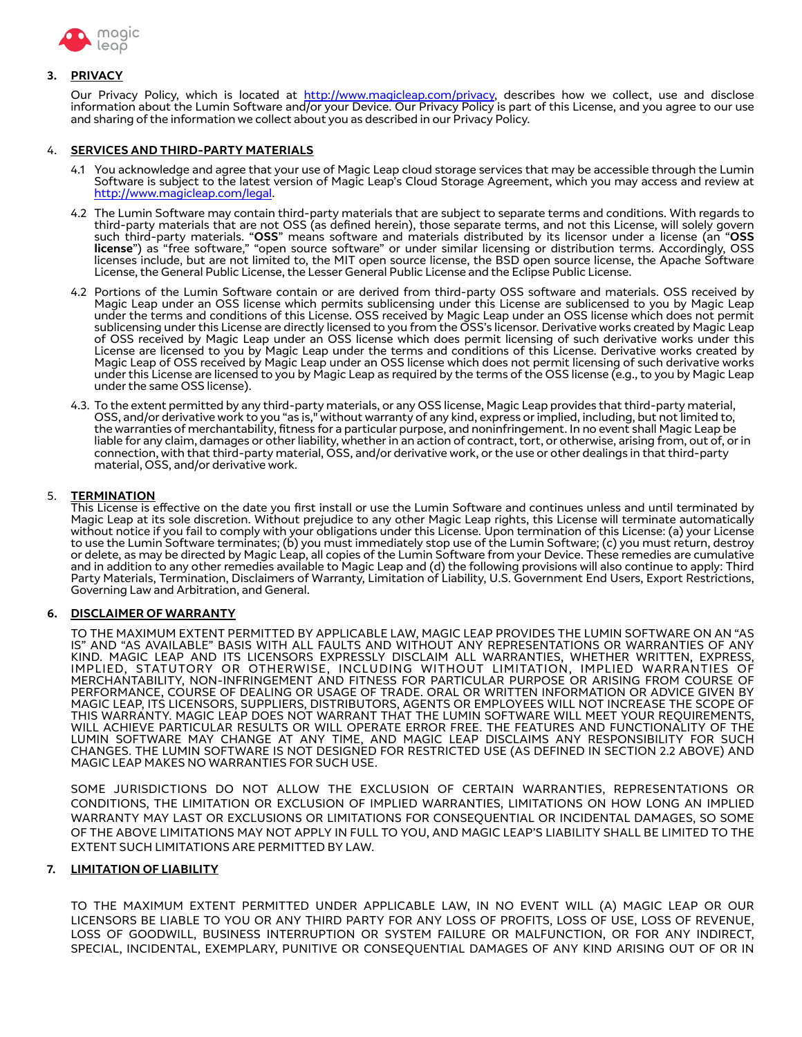## 3. PRIVACY

Our Privacy Policy, which is located at http://www.magicleap.com/privacy, describes how we collect, use and disclose information about the Lumin Software and/or your Device. Our Privacy Policy is part of this License, and you agree to our use and sharing of the information we collect about you as described in our Privacy Policy.

## 4. SERVICES AND THIRD-PARTY MATERIALS

4.1 You acknowledge and agree that your use of Magic Leap cloud storage services that may be accessible through the Lumin Software is subject to the latest version of Magic Leap's Cloud Storage Agreement, which you may access and review at http://www.magicleap.com/legal.

4.2 The Lumin Software may contain third-party materials that are subject to separate terms and conditions. With regards to third-party materials that are not OSS (as defined herein), those separate terms, and not this License, will solely govern such third-party materials. "**OSS**" means software and materials distributed by its licensor under a license (an "**OSS license**") as "free software," "open source software" or under similar licensing or distribution terms. Accordingly, OSS licenses include, but are not limited to, the MIT open source license, the BSD open source license, the Apache Software License, the General Public License, the Lesser General Public License and the Eclipse Public License.

4.2 Portions of the Lumin Software contain or are derived from third-party OSS software and materials. OSS received by Magic Leap under an OSS license which permits sublicensing under this License are sublicensed to you by Magic Leap under the terms and conditions of this License. OSS received by Magic Leap under an OSS license which does not permit sublicensing under this License are directly licensed to you from the OSS's licensor. Derivative works created by Magic Leap of OSS received by Magic Leap under an OSS license which does permit licensing of such derivative works under this License are licensed to you by Magic Leap under the terms and conditions of this License. Derivative works created by Magic Leap of OSS received by Magic Leap under an OSS license which does not permit licensing of such derivative works under this License are licensed to you by Magic Leap as required by the terms of the OSS license (e.g., to you by Magic Leap under the same OSS license).

4.3. To the extent permitted by any third-party materials, or any OSS license, Magic Leap provides that third-party material, OSS, and/or derivative work to you "as is," without warranty of any kind, express or implied, including, but not limited to, the warranties of merchantability, fitness for a particular purpose, and noninfringement. In no event shall Magic Leap be liable for any claim, damages or other liability, whether in an action of contract, tort, or otherwise, arising from, out of, or in connection, with that third-party material, OSS, and/or derivative work, or the use or other dealings in that third-party material, OSS, and/or derivative work.

## 5. TERMINATION

This License is effective on the date you first install or use the Lumin Software and continues unless and until terminated by Magic Leap at its sole discretion. Without prejudice to any other Magic Leap rights, this License will terminate automatically without notice if you fail to comply with your obligations under this License. Upon termination of this License: (a) your License to use the Lumin Software terminates; (b) you must immediately stop use of the Lumin Software; (c) you must return, destroy or delete, as may be directed by Magic Leap, all copies of the Lumin Software from your Device. These remedies are cumulative and in addition to any other remedies available to Magic Leap and (d) the following provisions will also continue to apply: Third Party Materials, Termination, Disclaimers of Warranty, Limitation of Liability, U.S. Government End Users, Export Restrictions, Governing Law and Arbitration, and General.

## 6. DISCLAIMER OF WARRANTY

TO THE MAXIMUM EXTENT PERMITTED BY APPLICABLE LAW, MAGIC LEAP PROVIDES THE LUMIN SOFTWARE ON AN "AS IS" AND "AS AVAILABLE" BASIS WITH ALL FAULTS AND WITHOUT ANY REPRESENTATIONS OR WARRANTIES OF ANY KIND. MAGIC LEAP AND ITS LICENSORS EXPRESSLY DISCLAIM ALL WARRANTIES, WHETHER WRITTEN, EXPRESS, IMPLIED, STATUTORY OR OTHERWISE, INCLUDING WITHOUT LIMITATION, IMPLIED WARRANTIES OF MERCHANTABILITY, NON-INFRINGEMENT AND FITNESS FOR PARTICULAR PURPOSE OR ARISING FROM COURSE OF PERFORMANCE, COURSE OF DEALING OR USAGE OF TRADE. ORAL OR WRITTEN INFORMATION OR ADVICE GIVEN BY MAGIC LEAP, ITS LICENSORS, SUPPLIERS, DISTRIBUTORS, AGENTS OR EMPLOYEES WILL NOT INCREASE THE SCOPE OF THIS WARRANTY. MAGIC LEAP DOES NOT WARRANT THAT THE LUMIN SOFTWARE WILL MEET YOUR REQUIREMENTS, WILL ACHIEVE PARTICULAR RESULTS OR WILL OPERATE ERROR FREE. THE FEATURES AND FUNCTIONALITY OF THE LUMIN SOFTWARE MAY CHANGE AT ANY TIME, AND MAGIC LEAP DISCLAIMS ANY RESPONSIBILITY FOR SUCH CHANGES. THE LUMIN SOFTWARE IS NOT DESIGNED FOR RESTRICTED USE (AS DEFINED IN SECTION 2.2 ABOVE) AND MAGIC LEAP MAKES NO WARRANTIES FOR SUCH USE.

SOME JURISDICTIONS DO NOT ALLOW THE EXCLUSION OF CERTAIN WARRANTIES, REPRESENTATIONS OR CONDITIONS, THE LIMITATION OR EXCLUSION OF IMPLIED WARRANTIES, LIMITATIONS ON HOW LONG AN IMPLIED WARRANTY MAY LAST OR EXCLUSIONS OR LIMITATIONS FOR CONSEQUENTIAL OR INCIDENTAL DAMAGES, SO SOME OF THE ABOVE LIMITATIONS MAY NOT APPLY IN FULL TO YOU, AND MAGIC LEAP'S LIABILITY SHALL BE LIMITED TO THE EXTENT SUCH LIMITATIONS ARE PERMITTED BY LAW.

## 7. LIMITATION OF LIABILITY

TO THE MAXIMUM EXTENT PERMITTED UNDER APPLICABLE LAW, IN NO EVENT WILL (A) MAGIC LEAP OR OUR LICENSORS BE LIABLE TO YOU OR ANY THIRD PARTY FOR ANY LOSS OF PROFITS, LOSS OF USE, LOSS OF REVENUE, LOSS OF GOODWILL, BUSINESS INTERRUPTION OR SYSTEM FAILURE OR MALFUNCTION, OR FOR ANY INDIRECT, SPECIAL, INCIDENTAL, EXEMPLARY, PUNITIVE OR CONSEQUENTIAL DAMAGES OF ANY KIND ARISING OUT OF OR IN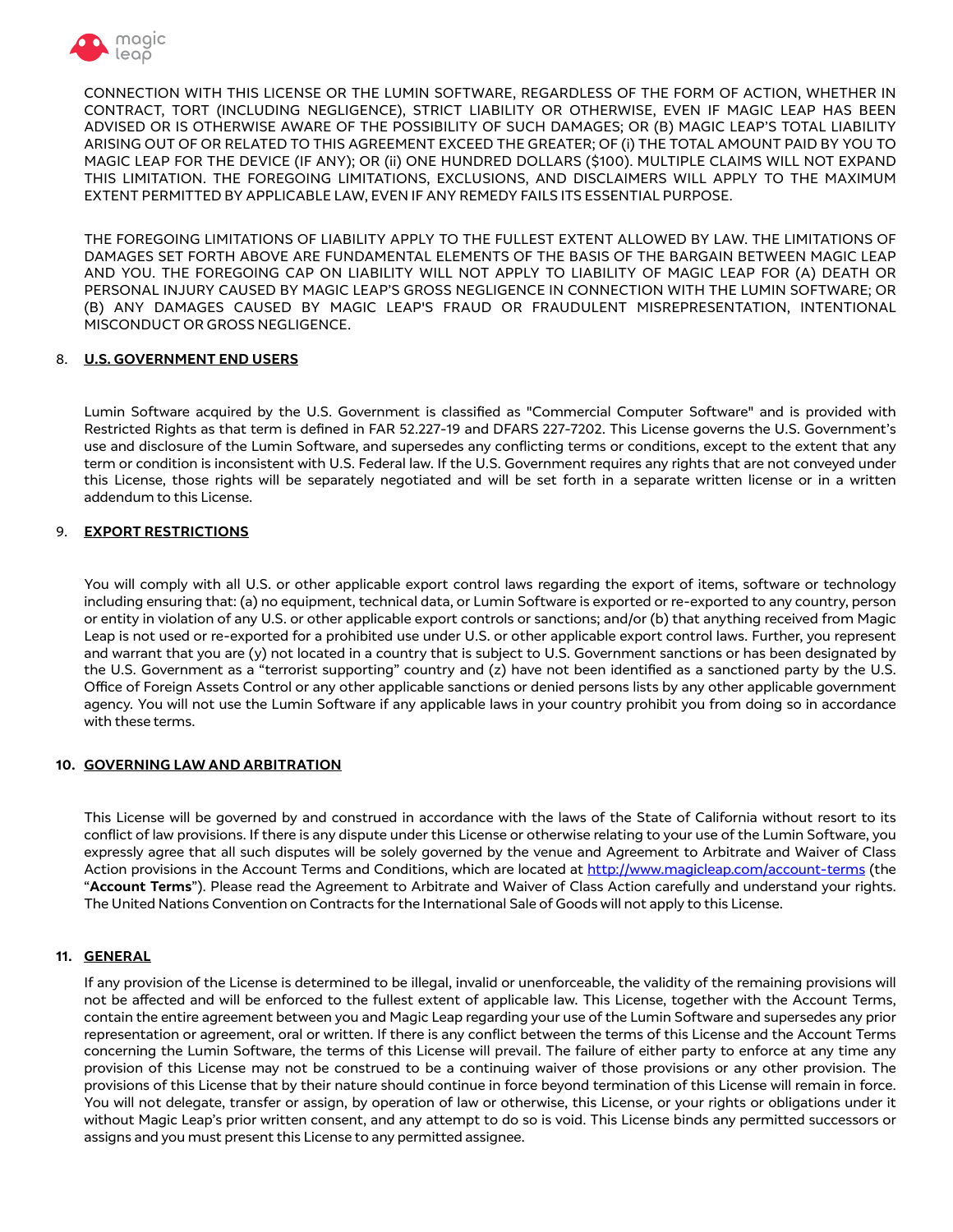CONNECTION WITH THIS LICENSE OR THE LUMIN SOFTWARE, REGARDLESS OF THE FORM OF ACTION, WHETHER IN CONTRACT, TORT (INCLUDING NEGLIGENCE), STRICT LIABILITY OR OTHERWISE, EVEN IF MAGIC LEAP HAS BEEN ADVISED OR IS OTHERWISE AWARE OF THE POSSIBILITY OF SUCH DAMAGES; OR (B) MAGIC LEAP'S TOTAL LIABILITY ARISING OUT OF OR RELATED TO THIS AGREEMENT EXCEED THE GREATER; OF (i) THE TOTAL AMOUNT PAID BY YOU TO MAGIC LEAP FOR THE DEVICE (IF ANY); OR (ii) ONE HUNDRED DOLLARS ($100). MULTIPLE CLAIMS WILL NOT EXPAND THIS LIMITATION. THE FOREGOING LIMITATIONS, EXCLUSIONS, AND DISCLAIMERS WILL APPLY TO THE MAXIMUM EXTENT PERMITTED BY APPLICABLE LAW, EVEN IF ANY REMEDY FAILS ITS ESSENTIAL PURPOSE.

THE FOREGOING LIMITATIONS OF LIABILITY APPLY TO THE FULLEST EXTENT ALLOWED BY LAW. THE LIMITATIONS OF DAMAGES SET FORTH ABOVE ARE FUNDAMENTAL ELEMENTS OF THE BASIS OF THE BARGAIN BETWEEN MAGIC LEAP AND YOU. THE FOREGOING CAP ON LIABILITY WILL NOT APPLY TO LIABILITY OF MAGIC LEAP FOR (A) DEATH OR PERSONAL INJURY CAUSED BY MAGIC LEAP'S GROSS NEGLIGENCE IN CONNECTION WITH THE LUMIN SOFTWARE; OR (B) ANY DAMAGES CAUSED BY MAGIC LEAP'S FRAUD OR FRAUDULENT MISREPRESENTATION, INTENTIONAL MISCONDUCT OR GROSS NEGLIGENCE.

8. **U.S. GOVERNMENT END USERS**

Lumin Software acquired by the U.S. Government is classified as "Commercial Computer Software" and is provided with Restricted Rights as that term is defined in FAR 52.227-19 and DFARS 227-7202. This License governs the U.S. Government's use and disclosure of the Lumin Software, and supersedes any conflicting terms or conditions, except to the extent that any term or condition is inconsistent with U.S. Federal law. If the U.S. Government requires any rights that are not conveyed under this License, those rights will be separately negotiated and will be set forth in a separate written license or in a written addendum to this License.

9. **EXPORT RESTRICTIONS**

You will comply with all U.S. or other applicable export control laws regarding the export of items, software or technology including ensuring that: (a) no equipment, technical data, or Lumin Software is exported or re-exported to any country, person or entity in violation of any U.S. or other applicable export controls or sanctions; and/or (b) that anything received from Magic Leap is not used or re-exported for a prohibited use under U.S. or other applicable export control laws. Further, you represent and warrant that you are (y) not located in a country that is subject to U.S. Government sanctions or has been designated by the U.S. Government as a "terrorist supporting" country and (z) have not been identified as a sanctioned party by the U.S. Office of Foreign Assets Control or any other applicable sanctions or denied persons lists by any other applicable government agency. You will not use the Lumin Software if any applicable laws in your country prohibit you from doing so in accordance with these terms.

**10. GOVERNING LAW AND ARBITRATION**

This License will be governed by and construed in accordance with the laws of the State of California without resort to its conflict of law provisions. If there is any dispute under this License or otherwise relating to your use of the Lumin Software, you expressly agree that all such disputes will be solely governed by the venue and Agreement to Arbitrate and Waiver of Class Action provisions in the Account Terms and Conditions, which are located at [http://www.magicleap.com/account-terms](http://www.magicleap.com/account-terms) (the "**Account Terms**"). Please read the Agreement to Arbitrate and Waiver of Class Action carefully and understand your rights. The United Nations Convention on Contracts for the International Sale of Goods will not apply to this License.

**11. GENERAL**

If any provision of the License is determined to be illegal, invalid or unenforceable, the validity of the remaining provisions will not be affected and will be enforced to the fullest extent of applicable law. This License, together with the Account Terms, contain the entire agreement between you and Magic Leap regarding your use of the Lumin Software and supersedes any prior representation or agreement, oral or written. If there is any conflict between the terms of this License and the Account Terms concerning the Lumin Software, the terms of this License will prevail. The failure of either party to enforce at any time any provision of this License may not be construed to be a continuing waiver of those provisions or any other provision. The provisions of this License that by their nature should continue in force beyond termination of this License will remain in force. You will not delegate, transfer or assign, by operation of law or otherwise, this License, or your rights or obligations under it without Magic Leap's prior written consent, and any attempt to do so is void. This License binds any permitted successors or assigns and you must present this License to any permitted assignee.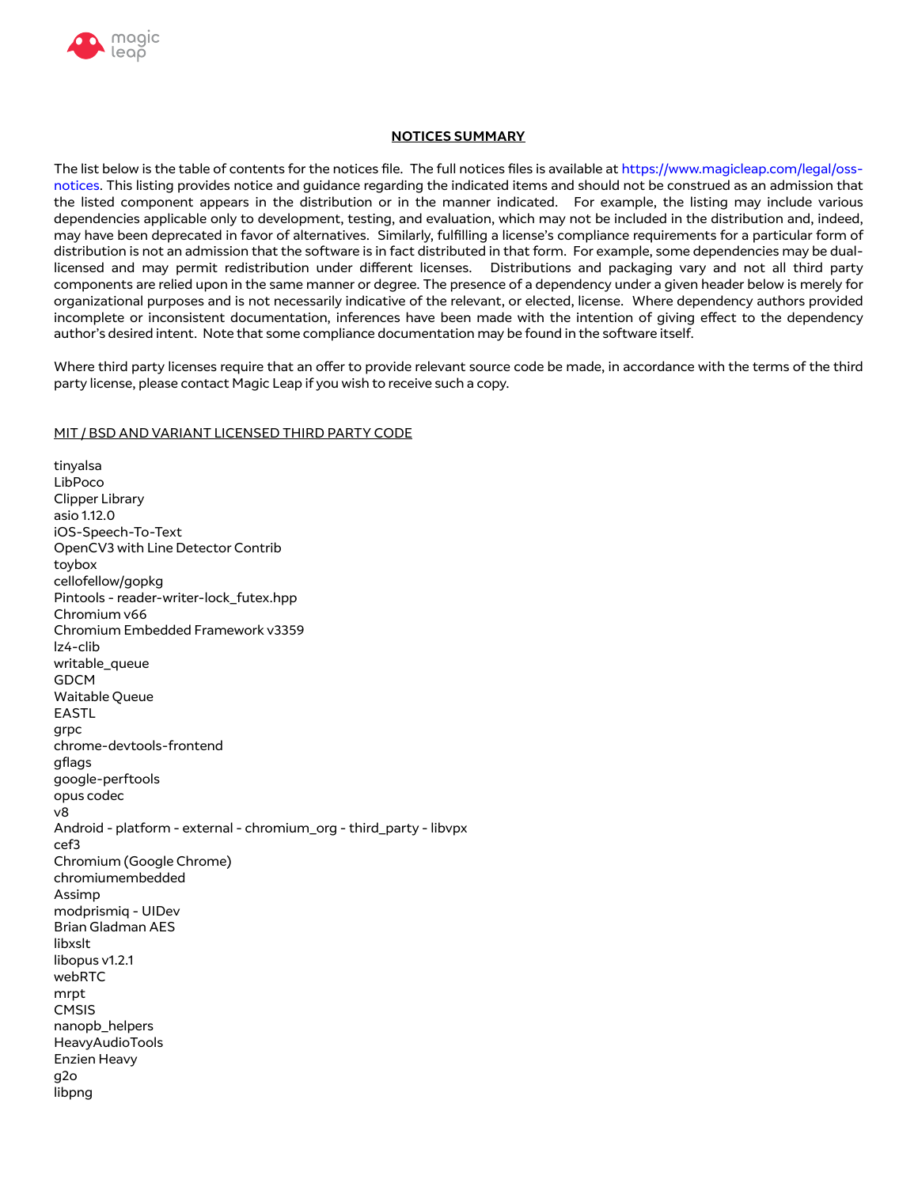## NOTICES SUMMARY

The list below is the table of contents for the notices file. The full notices files is available at https://www.magicleap.com/legal/oss-notices. This listing provides notice and guidance regarding the indicated items and should not be construed as an admission that the listed component appears in the distribution or in the manner indicated. For example, the listing may include various dependencies applicable only to development, testing, and evaluation, which may not be included in the distribution and, indeed, may have been deprecated in favor of alternatives. Similarly, fulfilling a license's compliance requirements for a particular form of distribution is not an admission that the software is in fact distributed in that form. For example, some dependencies may be dual-licensed and may permit redistribution under different licenses. Distributions and packaging vary and not all third party components are relied upon in the same manner or degree. The presence of a dependency under a given header below is merely for organizational purposes and is not necessarily indicative of the relevant, or elected, license. Where dependency authors provided incomplete or inconsistent documentation, inferences have been made with the intention of giving effect to the dependency author's desired intent. Note that some compliance documentation may be found in the software itself.

Where third party licenses require that an offer to provide relevant source code be made, in accordance with the terms of the third party license, please contact Magic Leap if you wish to receive such a copy.

MIT / BSD AND VARIANT LICENSED THIRD PARTY CODE

tinyalsa
LibPoco
Clipper Library
asio 1.12.0
iOS-Speech-To-Text
OpenCV3 with Line Detector Contrib
toybox
cellofellow/gopkg
Pintools - reader-writer-lock_futex.hpp
Chromium v66
Chromium Embedded Framework v3359
lz4-clib
writable_queue
GDCM
Waitable Queue
EASTL
grpc
chrome-devtools-frontend
gflags
google-perftools
opus codec
v8
Android - platform - external - chromium_org - third_party - libvpx
cef3
Chromium (Google Chrome)
chromiumembedded
Assimp
modprismiq - UIDev
Brian Gladman AES
libxslt
libopus v1.2.1
webRTC
mrpt
CMSIS
nanopb_helpers
HeavyAudioTools
Enzien Heavy
g2o
libpng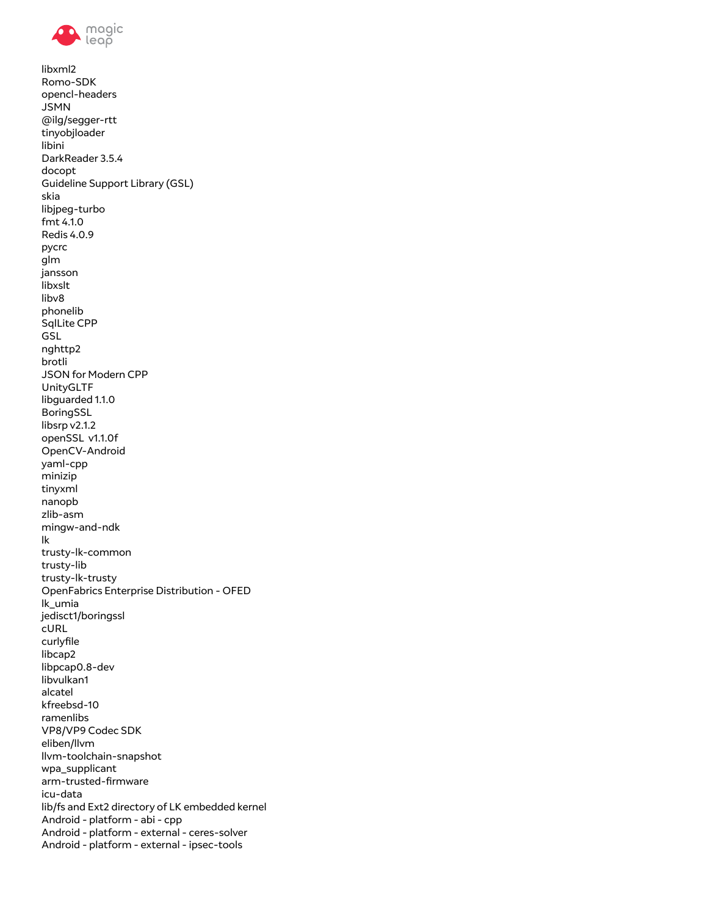libxml2
Romo-SDK
opencl-headers
JSMN
@ilg/segger-rtt
tinyobjloader
libini
DarkReader 3.5.4
docopt
Guideline Support Library (GSL)
skia
libjpeg-turbo
fmt 4.1.0
Redis 4.0.9
pycrc
glm
jansson
libxslt
libv8
phonelib
SqlLite CPP
GSL
nghttp2
brotli
JSON for Modern CPP
UnityGLTF
libguarded 1.1.0
BoringSSL
libsrp v2.1.2
openSSL v1.1.0f
OpenCV-Android
yaml-cpp
minizip
tinyxml
nanopb
zlib-asm
mingw-and-ndk
lk
trusty-lk-common
trusty-lib
trusty-lk-trusty
OpenFabrics Enterprise Distribution - OFED
lk_umia
jedisct1/boringssl
cURL
curlyfile
libcap2
libpcap0.8-dev
libvulkan1
alcatel
kfreebsd-10
ramenlibs
VP8/VP9 Codec SDK
eliben/llvm
llvm-toolchain-snapshot
wpa_supplicant
arm-trusted-firmware
icu-data
lib/fs and Ext2 directory of LK embedded kernel
Android - platform - abi - cpp
Android - platform - external - ceres-solver
Android - platform - external - ipsec-tools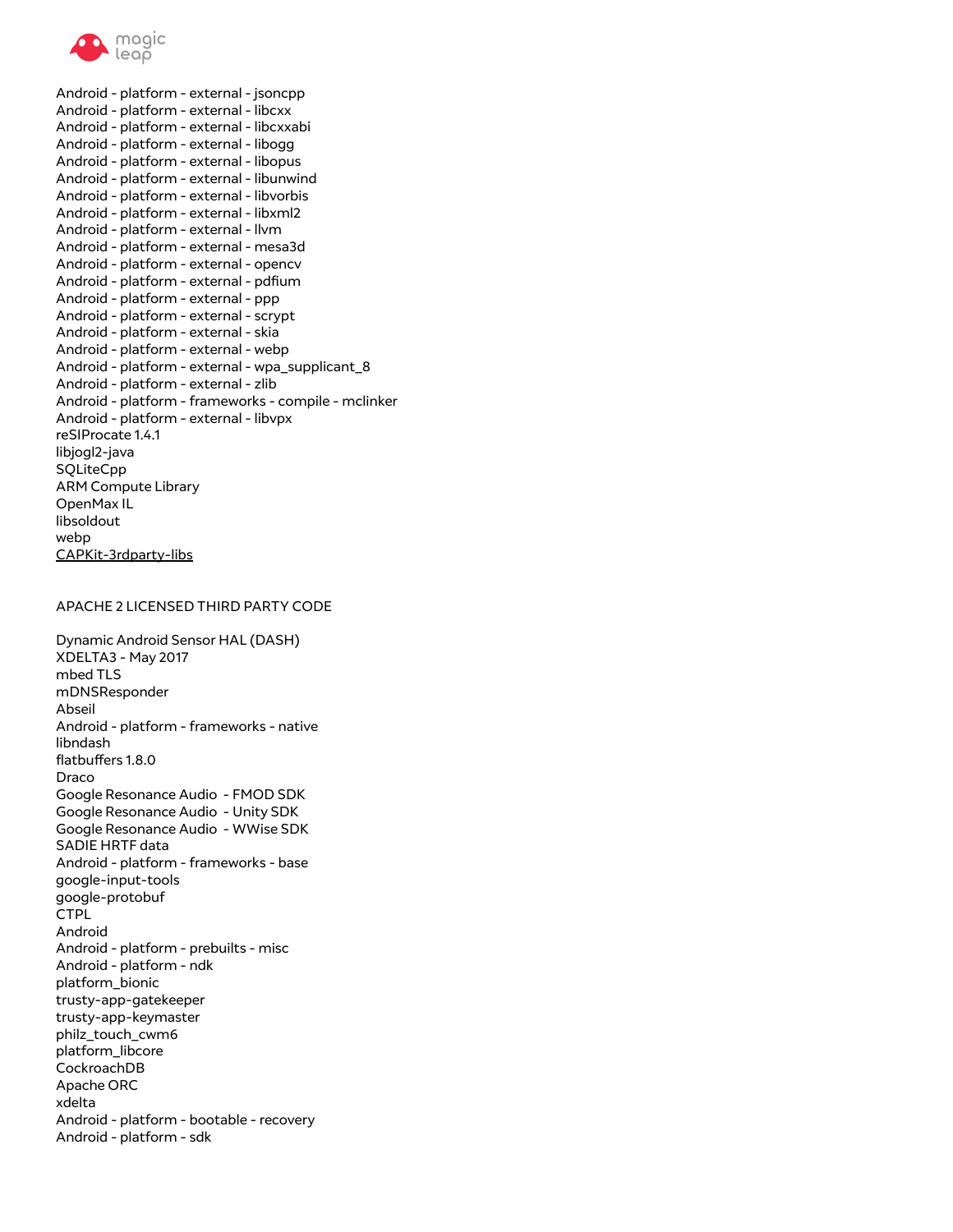Android - platform - external - jsoncpp
Android - platform - external - libcxx
Android - platform - external - libcxxabi
Android - platform - external - libogg
Android - platform - external - libopus
Android - platform - external - libunwind
Android - platform - external - libvorbis
Android - platform - external - libxml2
Android - platform - external - llvm
Android - platform - external - mesa3d
Android - platform - external - opencv
Android - platform - external - pdfium
Android - platform - external - ppp
Android - platform - external - scrypt
Android - platform - external - skia
Android - platform - external - webp
Android - platform - external - wpa_supplicant_8
Android - platform - external - zlib
Android - platform - frameworks - compile - mclinker
Android - platform - external - libvpx
reSIProcate 1.4.1
libjogl2-java
SQLiteCpp
ARM Compute Library
OpenMax IL
libsoldout
webp
CAPKit-3rdparty-libs

APACHE 2 LICENSED THIRD PARTY CODE

Dynamic Android Sensor HAL (DASH)
XDELTA3 - May 2017
mbed TLS
mDNSResponder
Abseil
Android - platform - frameworks - native
libndash
flatbuffers 1.8.0
Draco
Google Resonance Audio - FMOD SDK
Google Resonance Audio - Unity SDK
Google Resonance Audio - WWise SDK
SADIE HRTF data
Android - platform - frameworks - base
google-input-tools
google-protobuf
CTPL
Android
Android - platform - prebuilts - misc
Android - platform - ndk
platform_bionic
trusty-app-gatekeeper
trusty-app-keymaster
philz_touch_cwm6
platform_libcore
CockroachDB
Apache ORC
xdelta
Android - platform - bootable - recovery
Android - platform - sdk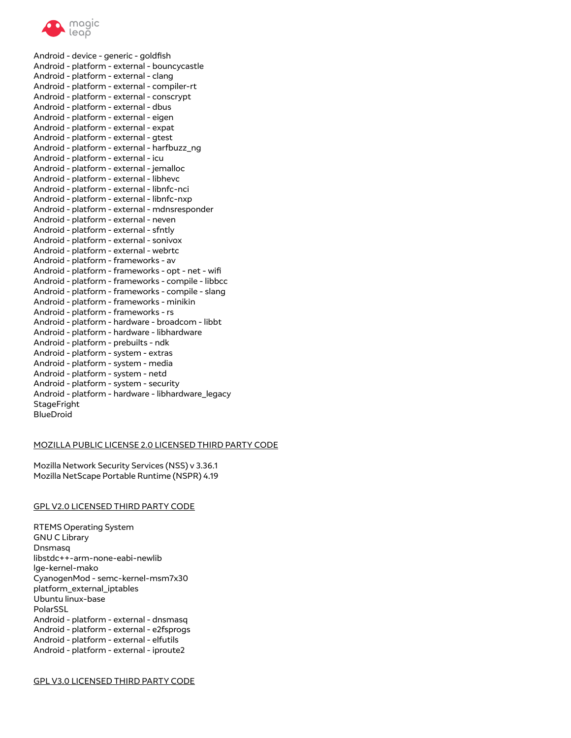Android - device - generic - goldfish
Android - platform - external - bouncycastle
Android - platform - external - clang
Android - platform - external - compiler-rt
Android - platform - external - conscrypt
Android - platform - external - dbus
Android - platform - external - eigen
Android - platform - external - expat
Android - platform - external - gtest
Android - platform - external - harfbuzz_ng
Android - platform - external - icu
Android - platform - external - jemalloc
Android - platform - external - libhevc
Android - platform - external - libnfc-nci
Android - platform - external - libnfc-nxp
Android - platform - external - mdnsresponder
Android - platform - external - neven
Android - platform - external - sfntly
Android - platform - external - sonivox
Android - platform - external - webrtc
Android - platform - frameworks - av
Android - platform - frameworks - opt - net - wifi
Android - platform - frameworks - compile - libbcc
Android - platform - frameworks - compile - slang
Android - platform - frameworks - minikin
Android - platform - frameworks - rs
Android - platform - hardware - broadcom - libbt
Android - platform - hardware - libhardware
Android - platform - prebuilts - ndk
Android - platform - system - extras
Android - platform - system - media
Android - platform - system - netd
Android - platform - system - security
Android - platform - hardware - libhardware_legacy
StageFright
BlueDroid

## MOZILLA PUBLIC LICENSE 2.0 LICENSED THIRD PARTY CODE

Mozilla Network Security Services (NSS) v 3.36.1
Mozilla NetScape Portable Runtime (NSPR) 4.19

## GPL V2.0 LICENSED THIRD PARTY CODE

RTEMS Operating System
GNU C Library
Dnsmasq
libstdc++-arm-none-eabi-newlib
lge-kernel-mako
CyanogenMod - semc-kernel-msm7x30
platform_external_iptables
Ubuntu linux-base
PolarSSL
Android - platform - external - dnsmasq
Android - platform - external - e2fsprogs
Android - platform - external - elfutils
Android - platform - external - iproute2

## GPL V3.0 LICENSED THIRD PARTY CODE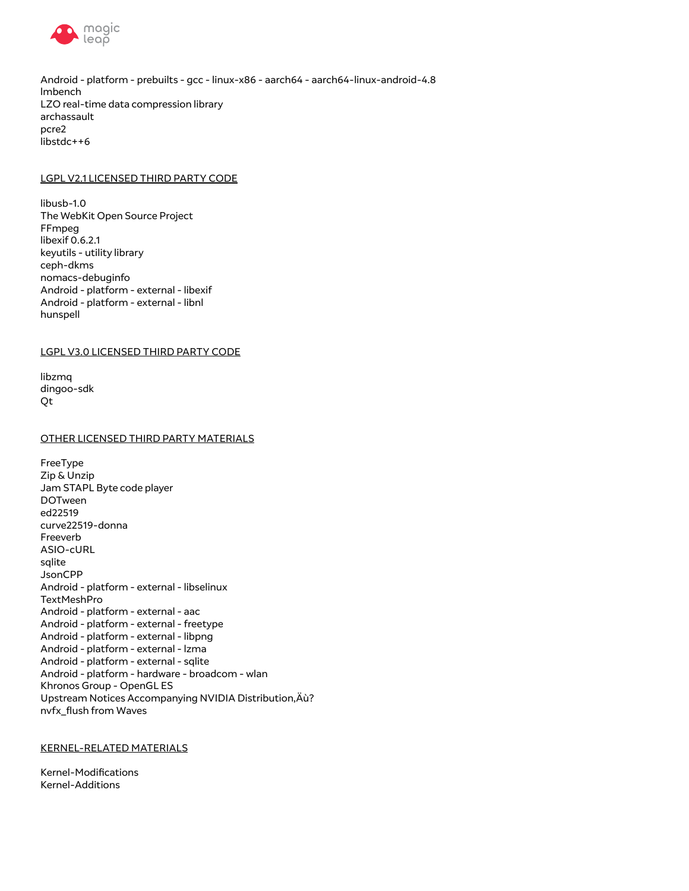Android - platform - prebuilts - gcc - linux-x86 - aarch64 - aarch64-linux-android-4.8
lmbench
LZO real-time data compression library
archassault
pcre2
libstdc++6

## LGPL V2.1 LICENSED THIRD PARTY CODE

libusb-1.0
The WebKit Open Source Project
FFmpeg
libexif 0.6.2.1
keyutils - utility library
ceph-dkms
nomacs-debuginfo
Android - platform - external - libexif
Android - platform - external - libnl
hunspell

## LGPL V3.0 LICENSED THIRD PARTY CODE

libzmq
dingoo-sdk
Qt

## OTHER LICENSED THIRD PARTY MATERIALS

FreeType
Zip & Unzip
Jam STAPL Byte code player
DOTween
ed22519
curve22519-donna
Freeverb
ASIO-cURL
sqlite
JsonCPP
Android - platform - external - libselinux
TextMeshPro
Android - platform - external - aac
Android - platform - external - freetype
Android - platform - external - libpng
Android - platform - external - lzma
Android - platform - external - sqlite
Android - platform - hardware - broadcom - wlan
Khronos Group - OpenGL ES
Upstream Notices Accompanying NVIDIA Distribution,Äù?
nvfx_flush from Waves

## KERNEL-RELATED MATERIALS

Kernel-Modifications
Kernel-Additions